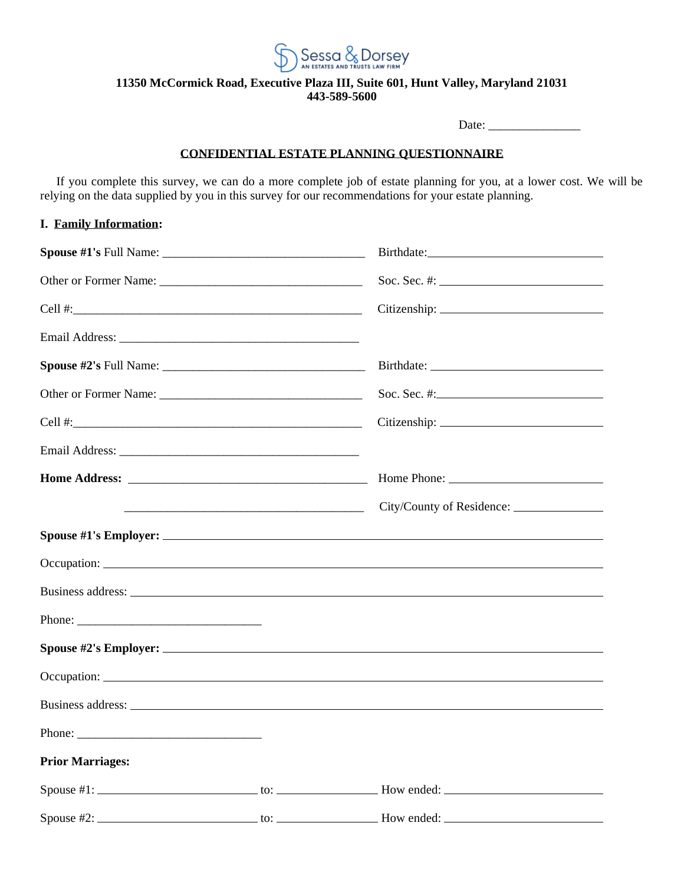Sessa & Dorsey
AN ESTATES AND TRUSTS LAW FIRM

**11350 McCormick Road, Executive Plaza III, Suite 601, Hunt Valley, Maryland 21031**
**443-589-5600**

Date: _______________

**CONFIDENTIAL ESTATE PLANNING QUESTIONNAIRE**

If you complete this survey, we can do a more complete job of estate planning for you, at a lower cost. We will be relying on the data supplied by you in this survey for our recommendations for your estate planning.

**I. Family Information:**

**Spouse #1's** Full Name: _________________________________ Birthdate: _____________________________

Other or Former Name: _________________________________ Soc. Sec. #: _____________________________

Cell #: _________________________________________________ Citizenship: _____________________________

Email Address: _______________________________________

**Spouse #2's** Full Name: _________________________________ Birthdate: _____________________________

Other or Former Name: _________________________________ Soc. Sec. #: _____________________________

Cell #: _________________________________________________ Citizenship: _____________________________

Email Address: _______________________________________

**Home Address:** _______________________________________ Home Phone: _____________________________

_______________________________________ City/County of Residence: _______________

**Spouse #1's Employer:** ___________________________________________________________________

Occupation: ___________________________________________________________________

Business address: ___________________________________________________________________

Phone: ______________________________

**Spouse #2's Employer:** ___________________________________________________________________

Occupation: ___________________________________________________________________

Business address: ___________________________________________________________________

Phone: ______________________________

**Prior Marriages:**

Spouse #1: __________________________ to: ________________ How ended: __________________________

Spouse #2: __________________________ to: ________________ How ended: __________________________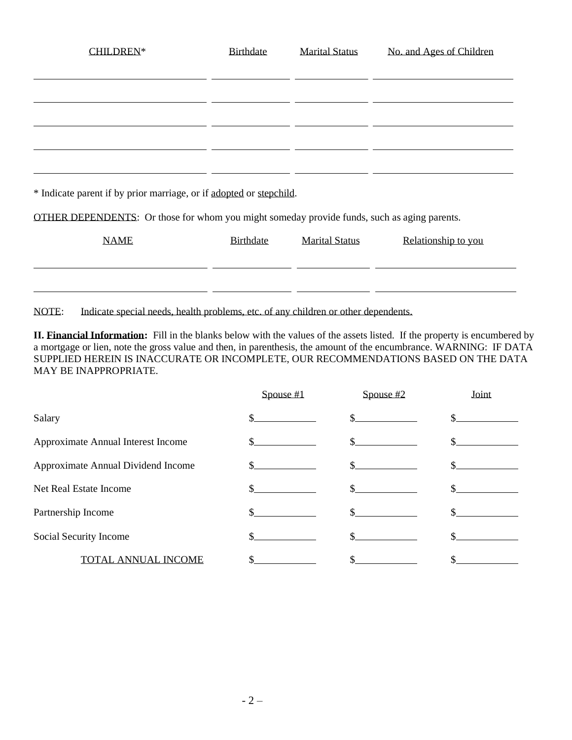| CHILDREN* | Birthdate | Marital Status | No. and Ages of Children |
| --- | --- | --- | --- |
| | | | |
| | | | |
| | | | |
| | | | |
| | | | |

\* Indicate parent if by prior marriage, or if adopted or stepchild.

OTHER DEPENDENTS: Or those for whom you might someday provide funds, such as aging parents.

| NAME | Birthdate | Marital Status | Relationship to you |
| --- | --- | --- | --- |
| | | | |
| | | | |

NOTE: Indicate special needs, health problems, etc. of any children or other dependents.

**II. Financial Information:** Fill in the blanks below with the values of the assets listed. If the property is encumbered by a mortgage or lien, note the gross value and then, in parenthesis, the amount of the encumbrance. WARNING: IF DATA SUPPLIED HEREIN IS INACCURATE OR INCOMPLETE, OUR RECOMMENDATIONS BASED ON THE DATA MAY BE INAPPROPRIATE.

| | Spouse #1 | Spouse #2 | Joint |
| --- | --- | --- | --- |
| Salary | $ | $ | $ |
| Approximate Annual Interest Income | $ | $ | $ |
| Approximate Annual Dividend Income | $ | $ | $ |
| Net Real Estate Income | $ | $ | $ |
| Partnership Income | $ | $ | $ |
| Social Security Income | $ | $ | $ |
| TOTAL ANNUAL INCOME | $ | $ | $ |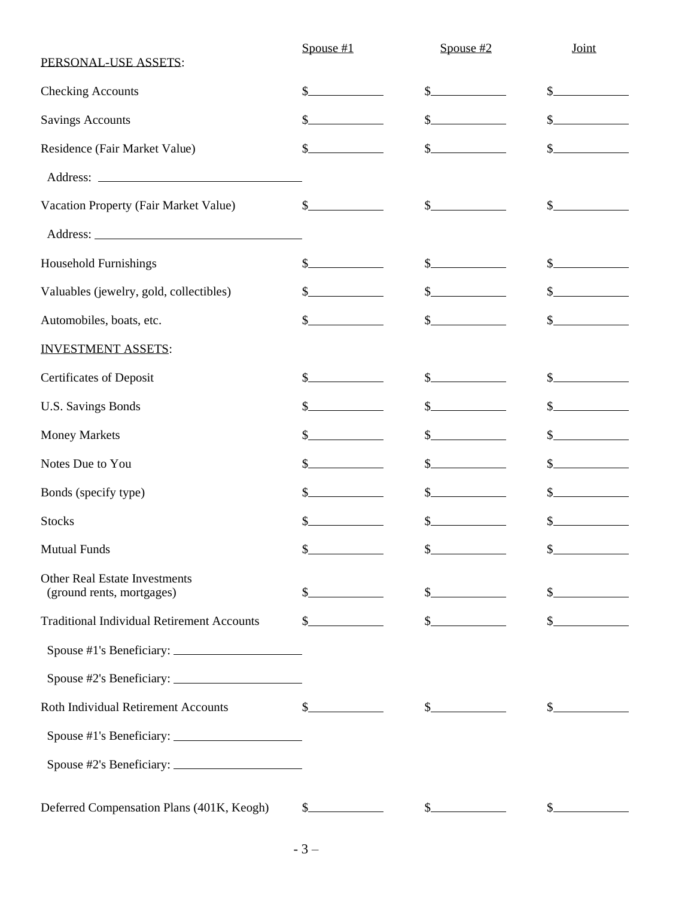| | Spouse #1 | Spouse #2 | Joint |
|---|---|---|---|
| PERSONAL-USE ASSETS: | | | |
| Checking Accounts | $____________ | $____________ | $____________ |
| Savings Accounts | $____________ | $____________ | $____________ |
| Residence (Fair Market Value) | $____________ | $____________ | $____________ |
| Address: ________________________________ | | | |
| Vacation Property (Fair Market Value) | $____________ | $____________ | $____________ |
| Address: ________________________________ | | | |
| Household Furnishings | $____________ | $____________ | $____________ |
| Valuables (jewelry, gold, collectibles) | $____________ | $____________ | $____________ |
| Automobiles, boats, etc. | $____________ | $____________ | $____________ |
| INVESTMENT ASSETS: | | | |
| Certificates of Deposit | $____________ | $____________ | $____________ |
| U.S. Savings Bonds | $____________ | $____________ | $____________ |
| Money Markets | $____________ | $____________ | $____________ |
| Notes Due to You | $____________ | $____________ | $____________ |
| Bonds (specify type) | $____________ | $____________ | $____________ |
| Stocks | $____________ | $____________ | $____________ |
| Mutual Funds | $____________ | $____________ | $____________ |
| Other Real Estate Investments (ground rents, mortgages) | $____________ | $____________ | $____________ |
| Traditional Individual Retirement Accounts | $____________ | $____________ | $____________ |
| Spouse #1's Beneficiary: ____________________ | | | |
| Spouse #2's Beneficiary: ____________________ | | | |
| Roth Individual Retirement Accounts | $____________ | $____________ | $____________ |
| Spouse #1's Beneficiary: ____________________ | | | |
| Spouse #2's Beneficiary: ____________________ | | | |
| Deferred Compensation Plans (401K, Keogh) | $____________ | $____________ | $____________ |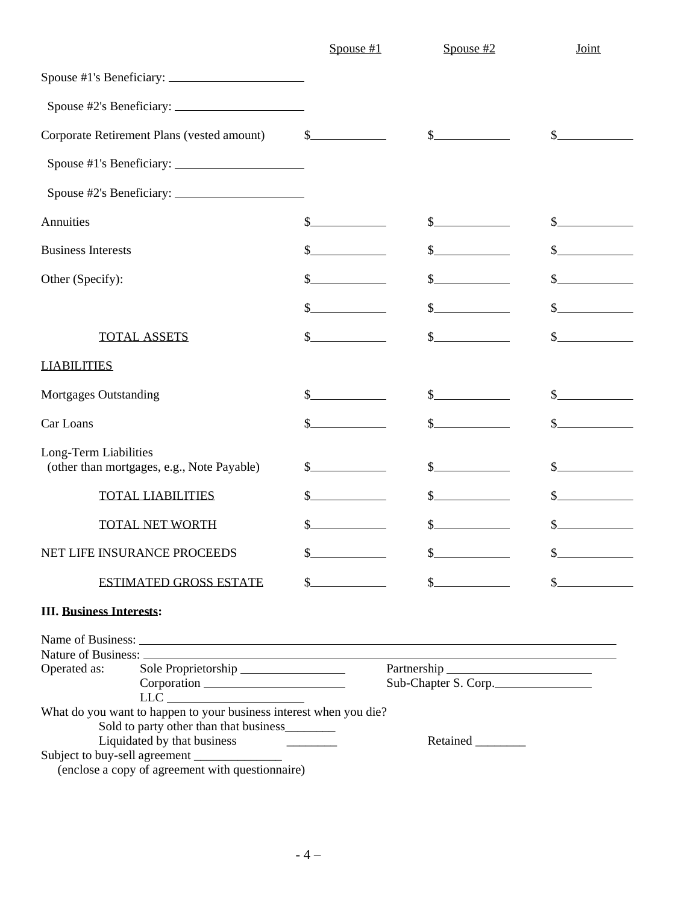| | Spouse #1 | Spouse #2 | Joint |
|---|---|---|---|
| Spouse #1's Beneficiary: ____________________ | | | |
| Spouse #2's Beneficiary: ____________________ | | | |
| Corporate Retirement Plans (vested amount) | $__________ | $__________ | $__________ |
| Spouse #1's Beneficiary: ____________________ | | | |
| Spouse #2's Beneficiary: ____________________ | | | |
| Annuities | $__________ | $__________ | $__________ |
| Business Interests | $__________ | $__________ | $__________ |
| Other (Specify): | $__________ | $__________ | $__________ |
| | $__________ | $__________ | $__________ |
| TOTAL ASSETS | $__________ | $__________ | $__________ |
| LIABILITIES | | | |
| Mortgages Outstanding | $__________ | $__________ | $__________ |
| Car Loans | $__________ | $__________ | $__________ |
| Long-Term Liabilities (other than mortgages, e.g., Note Payable) | $__________ | $__________ | $__________ |
| TOTAL LIABILITIES | $__________ | $__________ | $__________ |
| TOTAL NET WORTH | $__________ | $__________ | $__________ |
| NET LIFE INSURANCE PROCEEDS | $__________ | $__________ | $__________ |
| ESTIMATED GROSS ESTATE | $__________ | $__________ | $__________ |

**III. Business Interests:**

Name of Business: ______________________________________________________________

Nature of Business: ______________________________________________________________

Operated as:
- Sole Proprietorship ________________
- Partnership ______________________
- Corporation ______________________
- Sub-Chapter S. Corp. ______________
- LLC ______________________

What do you want to happen to your business interest when you die?
- Sold to party other than that business________
- Liquidated by that business ________
- Retained ________

Subject to buy-sell agreement ______________
(enclose a copy of agreement with questionnaire)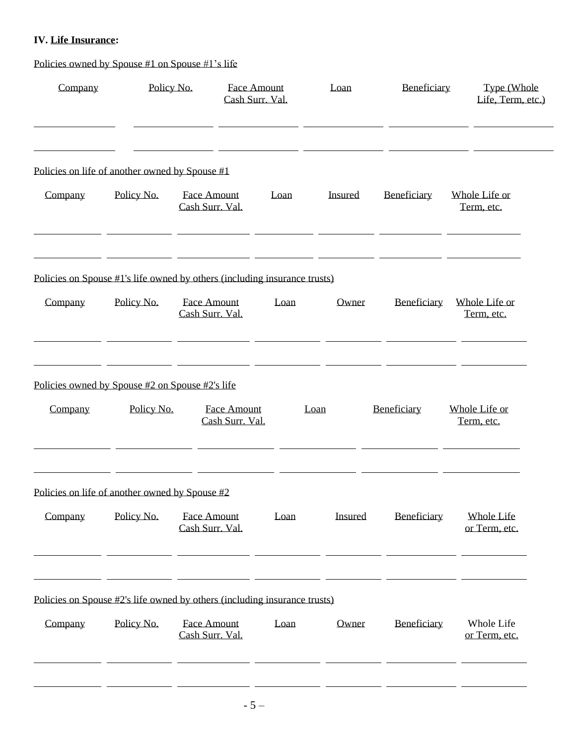**IV. Life Insurance:**

Policies owned by Spouse #1 on Spouse #1's life

| Company | Policy No. | Face Amount Cash Surr. Val. | Loan | Beneficiary | Type (Whole Life, Term, etc.) |
| --- | --- | --- | --- | --- | --- |
| | | | | | |
| | | | | | |

Policies on life of another owned by Spouse #1

| Company | Policy No. | Face Amount Cash Surr. Val. | Loan | Insured | Beneficiary | Whole Life or Term, etc. |
| --- | --- | --- | --- | --- | --- | --- |
| | | | | | | |
| | | | | | | |

Policies on Spouse #1's life owned by others (including insurance trusts)

| Company | Policy No. | Face Amount Cash Surr. Val. | Loan | Owner | Beneficiary | Whole Life or Term, etc. |
| --- | --- | --- | --- | --- | --- | --- |
| | | | | | | |
| | | | | | | |

Policies owned by Spouse #2 on Spouse #2's life

| Company | Policy No. | Face Amount Cash Surr. Val. | Loan | Beneficiary | Whole Life or Term, etc. |
| --- | --- | --- | --- | --- | --- |
| | | | | | |
| | | | | | |

Policies on life of another owned by Spouse #2

| Company | Policy No. | Face Amount Cash Surr. Val. | Loan | Insured | Beneficiary | Whole Life or Term, etc. |
| --- | --- | --- | --- | --- | --- | --- |
| | | | | | | |
| | | | | | | |

Policies on Spouse #2's life owned by others (including insurance trusts)

| Company | Policy No. | Face Amount Cash Surr. Val. | Loan | Owner | Beneficiary | Whole Life or Term, etc. |
| --- | --- | --- | --- | --- | --- | --- |
| | | | | | | |
| | | | | | | |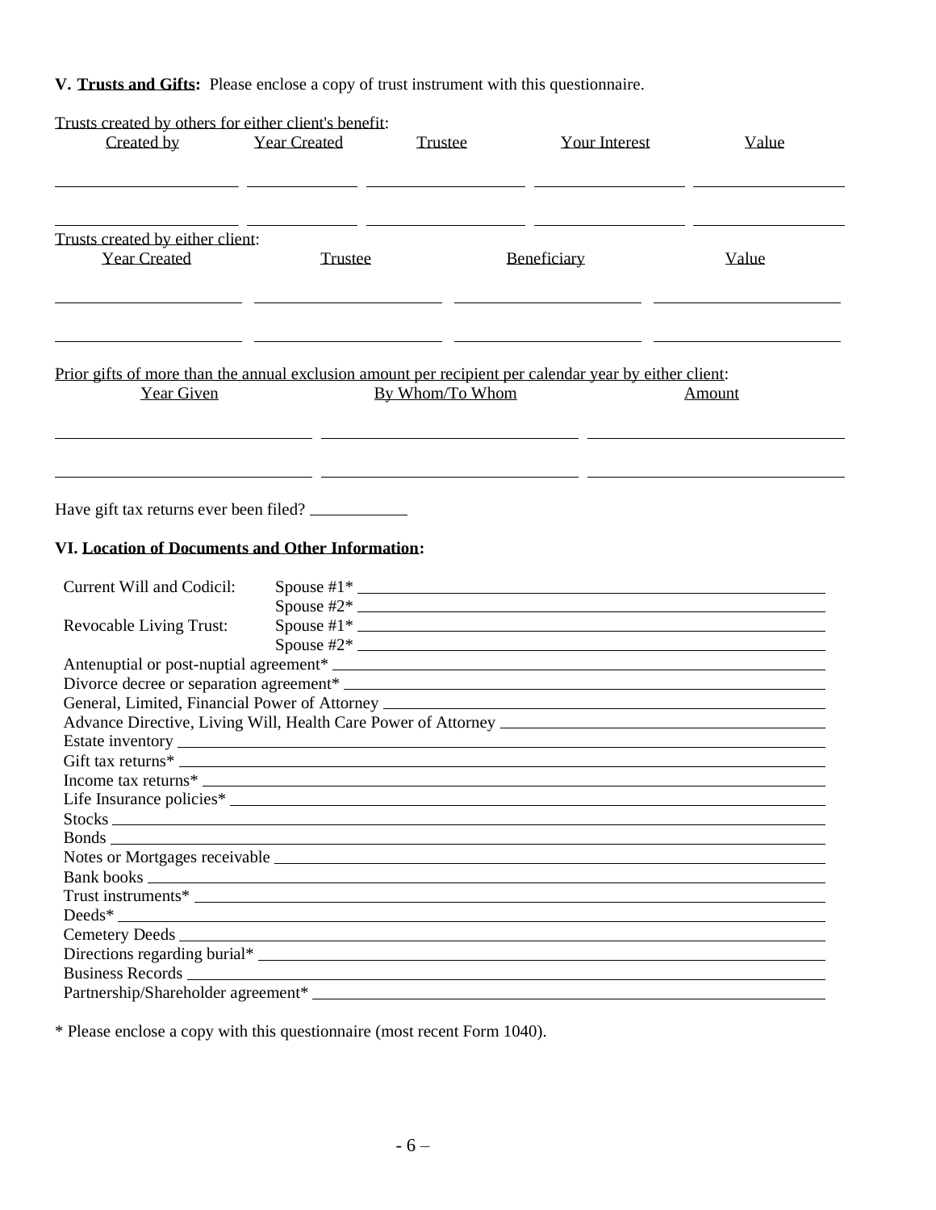**V. <u>Trusts and Gifts</u>:** Please enclose a copy of trust instrument with this questionnaire.

<u>Trusts created by others for either client's benefit</u>:

| Created by | Year Created | Trustee | Your Interest | Value |
|---|---|---|---|---|
| | | | | |
| | | | | |

<u>Trusts created by either client</u>:

| Year Created | Trustee | Beneficiary | Value |
|---|---|---|---|
| | | | |
| | | | |

<u>Prior gifts of more than the annual exclusion amount per recipient per calendar year by either client</u>:

| Year Given | By Whom/To Whom | Amount |
|---|---|---|
| | | |
| | | |

Have gift tax returns ever been filed? ____________

**VI. <u>Location of Documents and Other Information</u>:**

Current Will and Codicil: Spouse #1* ______________________________

Spouse #2* ______________________________

Revocable Living Trust: Spouse #1* ______________________________

Spouse #2* ______________________________

Antenuptial or post-nuptial agreement* ______________________________

Divorce decree or separation agreement* ______________________________

General, Limited, Financial Power of Attorney ______________________________

Advance Directive, Living Will, Health Care Power of Attorney ______________________________

Estate inventory ______________________________

Gift tax returns* ______________________________

Income tax returns* ______________________________

Life Insurance policies* ______________________________

Stocks ______________________________

Bonds ______________________________

Notes or Mortgages receivable ______________________________

Bank books ______________________________

Trust instruments* ______________________________

Deeds* ______________________________

Cemetery Deeds ______________________________

Directions regarding burial* ______________________________

Business Records ______________________________

Partnership/Shareholder agreement* ______________________________

* Please enclose a copy with this questionnaire (most recent Form 1040).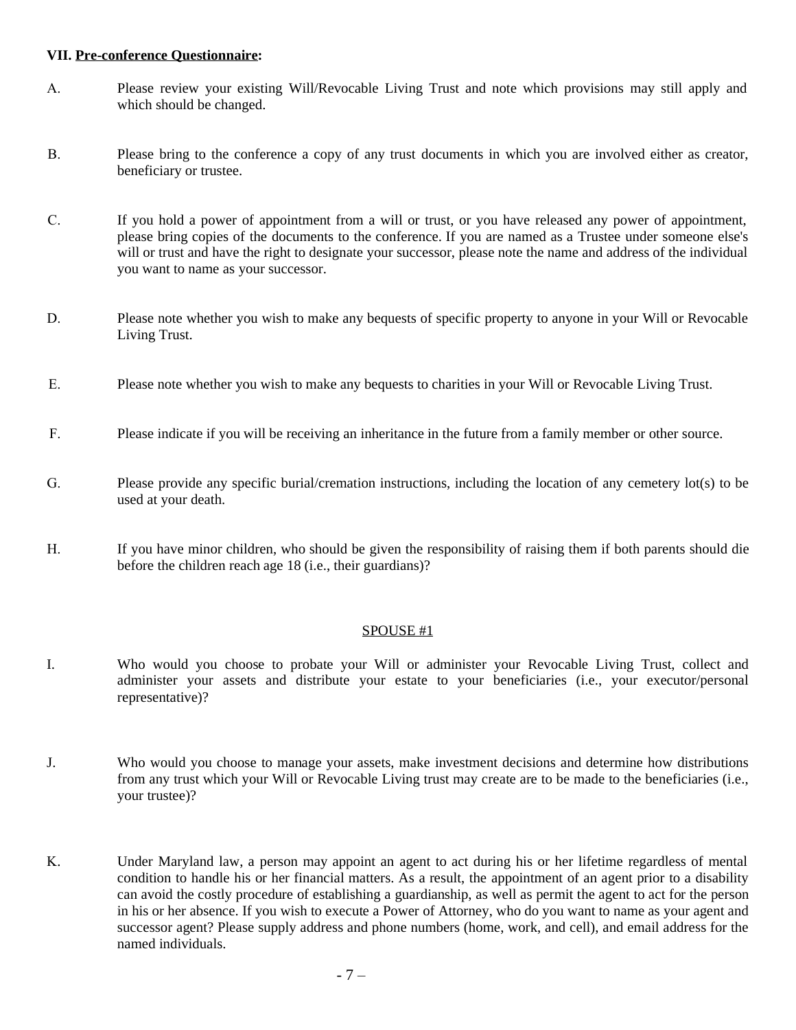**VII. <u>Pre-conference Questionnaire</u>:**

A. Please review your existing Will/Revocable Living Trust and note which provisions may still apply and which should be changed.

B. Please bring to the conference a copy of any trust documents in which you are involved either as creator, beneficiary or trustee.

C. If you hold a power of appointment from a will or trust, or you have released any power of appointment, please bring copies of the documents to the conference. If you are named as a Trustee under someone else's will or trust and have the right to designate your successor, please note the name and address of the individual you want to name as your successor.

D. Please note whether you wish to make any bequests of specific property to anyone in your Will or Revocable Living Trust.

E. Please note whether you wish to make any bequests to charities in your Will or Revocable Living Trust.

F. Please indicate if you will be receiving an inheritance in the future from a family member or other source.

G. Please provide any specific burial/cremation instructions, including the location of any cemetery lot(s) to be used at your death.

H. If you have minor children, who should be given the responsibility of raising them if both parents should die before the children reach age 18 (i.e., their guardians)?

<u>SPOUSE #1</u>

I. Who would you choose to probate your Will or administer your Revocable Living Trust, collect and administer your assets and distribute your estate to your beneficiaries (i.e., your executor/personal representative)?

J. Who would you choose to manage your assets, make investment decisions and determine how distributions from any trust which your Will or Revocable Living trust may create are to be made to the beneficiaries (i.e., your trustee)?

K. Under Maryland law, a person may appoint an agent to act during his or her lifetime regardless of mental condition to handle his or her financial matters. As a result, the appointment of an agent prior to a disability can avoid the costly procedure of establishing a guardianship, as well as permit the agent to act for the person in his or her absence. If you wish to execute a Power of Attorney, who do you want to name as your agent and successor agent? Please supply address and phone numbers (home, work, and cell), and email address for the named individuals.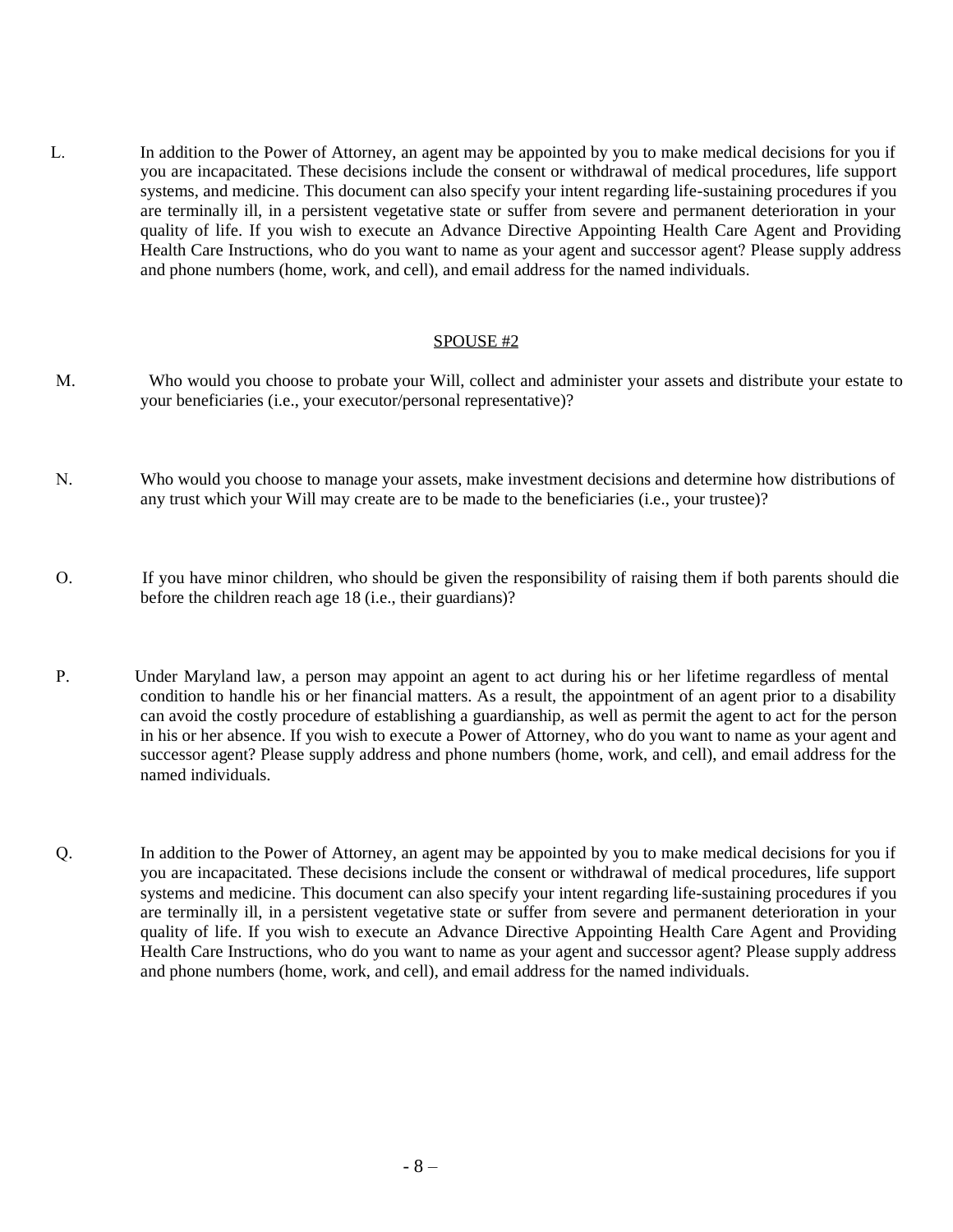L. In addition to the Power of Attorney, an agent may be appointed by you to make medical decisions for you if you are incapacitated. These decisions include the consent or withdrawal of medical procedures, life support systems, and medicine. This document can also specify your intent regarding life-sustaining procedures if you are terminally ill, in a persistent vegetative state or suffer from severe and permanent deterioration in your quality of life. If you wish to execute an Advance Directive Appointing Health Care Agent and Providing Health Care Instructions, who do you want to name as your agent and successor agent? Please supply address and phone numbers (home, work, and cell), and email address for the named individuals.

<u>SPOUSE #2</u>

M. Who would you choose to probate your Will, collect and administer your assets and distribute your estate to your beneficiaries (i.e., your executor/personal representative)?

N. Who would you choose to manage your assets, make investment decisions and determine how distributions of any trust which your Will may create are to be made to the beneficiaries (i.e., your trustee)?

O. If you have minor children, who should be given the responsibility of raising them if both parents should die before the children reach age 18 (i.e., their guardians)?

P. Under Maryland law, a person may appoint an agent to act during his or her lifetime regardless of mental condition to handle his or her financial matters. As a result, the appointment of an agent prior to a disability can avoid the costly procedure of establishing a guardianship, as well as permit the agent to act for the person in his or her absence. If you wish to execute a Power of Attorney, who do you want to name as your agent and successor agent? Please supply address and phone numbers (home, work, and cell), and email address for the named individuals.

Q. In addition to the Power of Attorney, an agent may be appointed by you to make medical decisions for you if you are incapacitated. These decisions include the consent or withdrawal of medical procedures, life support systems and medicine. This document can also specify your intent regarding life-sustaining procedures if you are terminally ill, in a persistent vegetative state or suffer from severe and permanent deterioration in your quality of life. If you wish to execute an Advance Directive Appointing Health Care Agent and Providing Health Care Instructions, who do you want to name as your agent and successor agent? Please supply address and phone numbers (home, work, and cell), and email address for the named individuals.